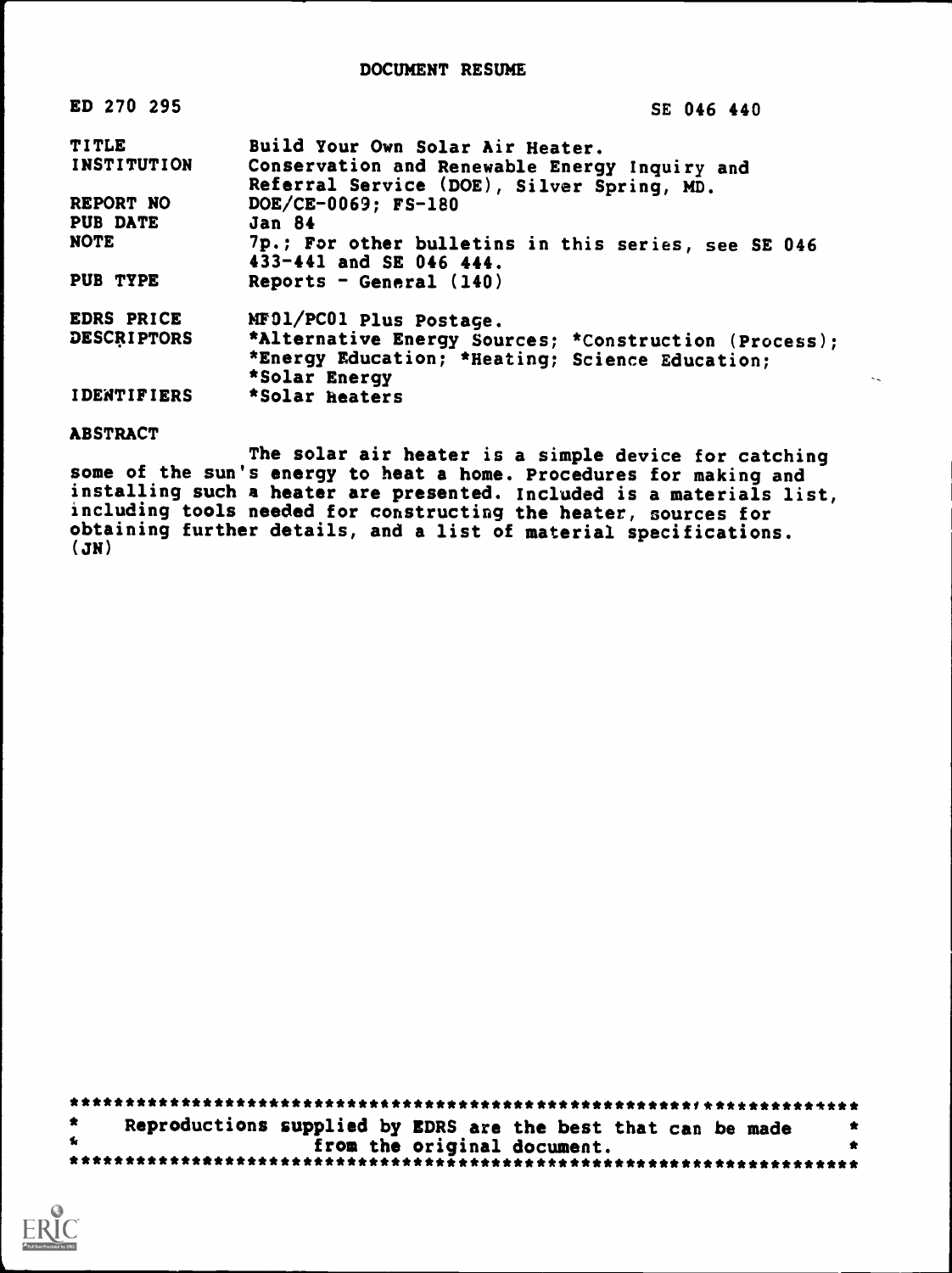DOCUMENT RESUME

| ED 270 295 | SE 046 440 |
|---|---|
| TITLE | Build Your Own Solar Air Heater. |
| INSTITUTION | Conservation and Renewable Energy Inquiry and Referral Service (DOE), Silver Spring, MD. |
| REPORT NO | DOE/CE-0069; FS-180 |
| PUB DATE | Jan 84 |
| NOTE | 7p.; For other bulletins in this series, see SE 046 433-441 and SE 046 444. |
| PUB TYPE | Reports - General (140) |
| EDRS PRICE | MF01/PC01 Plus Postage. |
| DESCRIPTORS | *Alternative Energy Sources; *Construction (Process); *Energy Education; *Heating; Science Education; *Solar Energy |
| IDENTIFIERS | *Solar heaters |

ABSTRACT

The solar air heater is a simple device for catching some of the sun's energy to heat a home. Procedures for making and installing such a heater are presented. Included is a materials list, including tools needed for constructing the heater, sources for obtaining further details, and a list of material specifications. (JN)

***********************************************************************
* Reproductions supplied by EDRS are the best that can be made *
* from the original document. *
***********************************************************************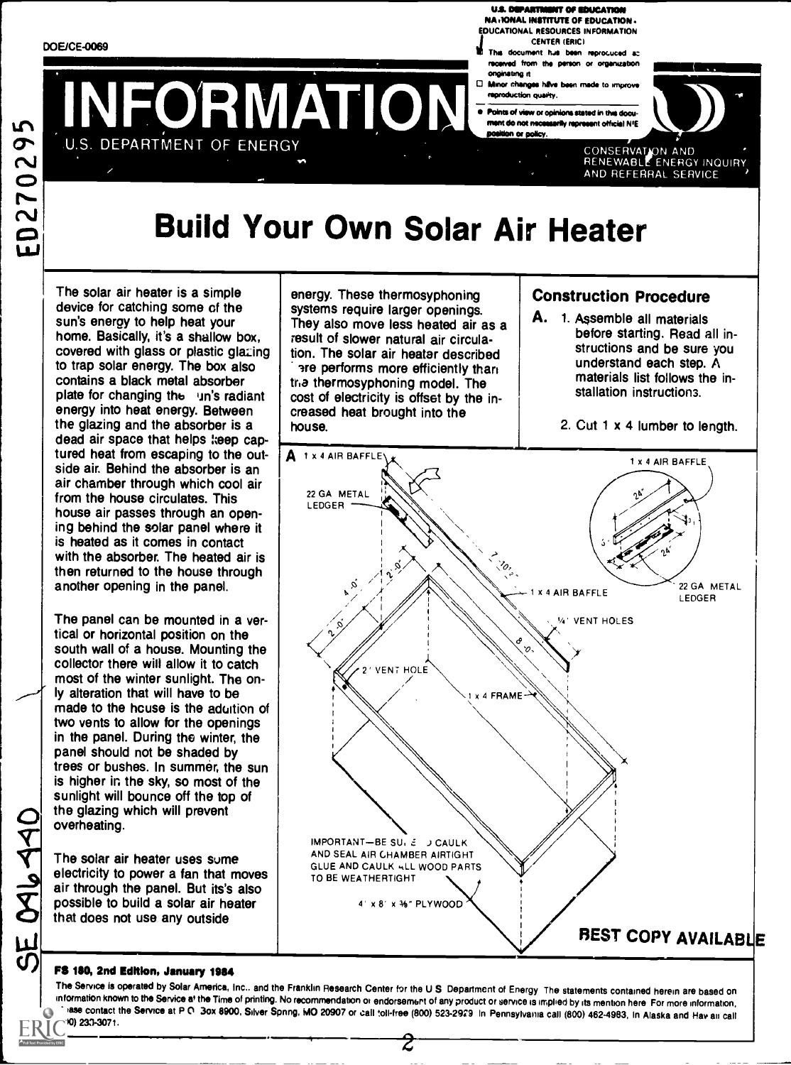DOE/CE-0069

# INFORMATION

U.S. DEPARTMENT OF ENERGY

CONSERVATION AND RENEWABLE ENERGY INQUIRY AND REFERRAL SERVICE

# Build Your Own Solar Air Heater

The solar air heater is a simple device for catching some of the sun's energy to help heat your home. Basically, it's a shallow box, covered with glass or plastic glazing to trap solar energy. The box also contains a black metal absorber plate for changing the sun's radiant energy into heat energy. Between the glazing and the absorber is a dead air space that helps keep captured heat from escaping to the outside air. Behind the absorber is an air chamber through which cool air from the house circulates. This house air passes through an opening behind the solar panel where it is heated as it comes in contact with the absorber. The heated air is then returned to the house through another opening in the panel.

The panel can be mounted in a vertical or horizontal position on the south wall of a house. Mounting the collector there will allow it to catch most of the winter sunlight. The only alteration that will have to be made to the house is the addition of two vents to allow for the openings in the panel. During the winter, the panel should not be shaded by trees or bushes. In summer, the sun is higher in the sky, so most of the sunlight will bounce off the top of the glazing which will prevent overheating.

The solar air heater uses some electricity to power a fan that moves air through the panel. But its's also possible to build a solar air heater that does not use any outside energy. These thermosyphoning systems require larger openings. They also move less heated air as a result of slower natural air circulation. The solar air heater described here performs more efficiently than the thermosyphoning model. The cost of electricity is offset by the increased heat brought into the house.

## Construction Procedure

**A.** 1. Assemble all materials before starting. Read all instructions and be sure you understand each step. A materials list follows the installation instructions.

2. Cut 1 x 4 lumber to length.

**A** 1 x 4 AIR BAFFLE; 22 GA METAL LEDGER; 7'-10½"; 2'-0"; 4'-0"; 2'-0"; 1 x 4 AIR BAFFLE; ¼" VENT HOLES; 8'-0"; 2' VENT HOLE; 1 x 4 FRAME; 1 x 4 AIR BAFFLE; 24"; 3"; 24"; 22 GA METAL LEDGER

IMPORTANT—BE SURE TO CAULK AND SEAL AIR CHAMBER AIRTIGHT GLUE AND CAULK ALL WOOD PARTS TO BE WEATHERTIGHT

4' x 8' x ⅜" PLYWOOD

BEST COPY AVAILABLE

**FS 180, 2nd Edition, January 1984**

The Service is operated by Solar America, Inc., and the Franklin Research Center for the U S Department of Energy. The statements contained herein are based on information known to the Service at the Time of printing. No recommendation or endorsement of any product or service is implied by its mention here. For more information, please contact the Service at P O Box 8900, Silver Spring, MD 20907 or call toll-free (800) 523-2929. In Pennsylvania call (800) 462-4983, In Alaska and Hawaii call (800) 233-3071.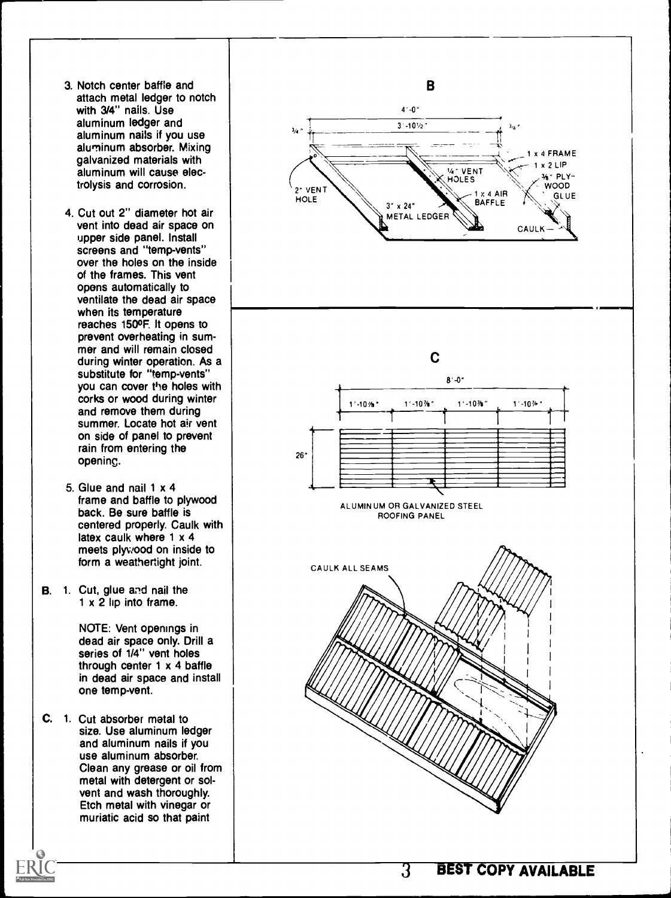3. Notch center baffle and attach metal ledger to notch with 3/4" nails. Use aluminum ledger and aluminum nails if you use aluminum absorber. Mixing galvanized materials with aluminum will cause electrolysis and corrosion.

4. Cut out 2" diameter hot air vent into dead air space on upper side panel. Install screens and "temp-vents" over the holes on the inside of the frames. This vent opens automatically to ventilate the dead air space when its temperature reaches 150ºF. It opens to prevent overheating in summer and will remain closed during winter operation. As a substitute for "temp-vents" you can cover the holes with corks or wood during winter and remove them during summer. Locate hot air vent on side of panel to prevent rain from entering the opening.

5. Glue and nail 1 x 4 frame and baffle to plywood back. Be sure baffle is centered properly. Caulk with latex caulk where 1 x 4 meets plywood on inside to form a weathertight joint.

**B.** 1. Cut, glue and nail the 1 x 2 lip into frame.

NOTE: Vent openings in dead air space only. Drill a series of 1/4" vent holes through center 1 x 4 baffle in dead air space and install one temp-vent.

**C.** 1. Cut absorber metal to size. Use aluminum ledger and aluminum nails if you use aluminum absorber. Clean any grease or oil from metal with detergent or solvent and wash thoroughly. Etch metal with vinegar or muriatic acid so that paint

**B**

4'-0" | 3'-10½" | ¾" | ¾" | 1 x 4 FRAME | 1 x 2 LIP | ⅜" PLYWOOD | GLUE | ¼" VENT HOLES | 2" VENT HOLE | 1 x 4 AIR BAFFLE | 3" x 24" METAL LEDGER | CAULK

**C**

8'-0" | 1'-10⅞" | 1'-10⅞" | 1'-10⅞" | 1'-10⅞" | 26"

ALUMINUM OR GALVANIZED STEEL ROOFING PANEL

CAULK ALL SEAMS

**BEST COPY AVAILABLE**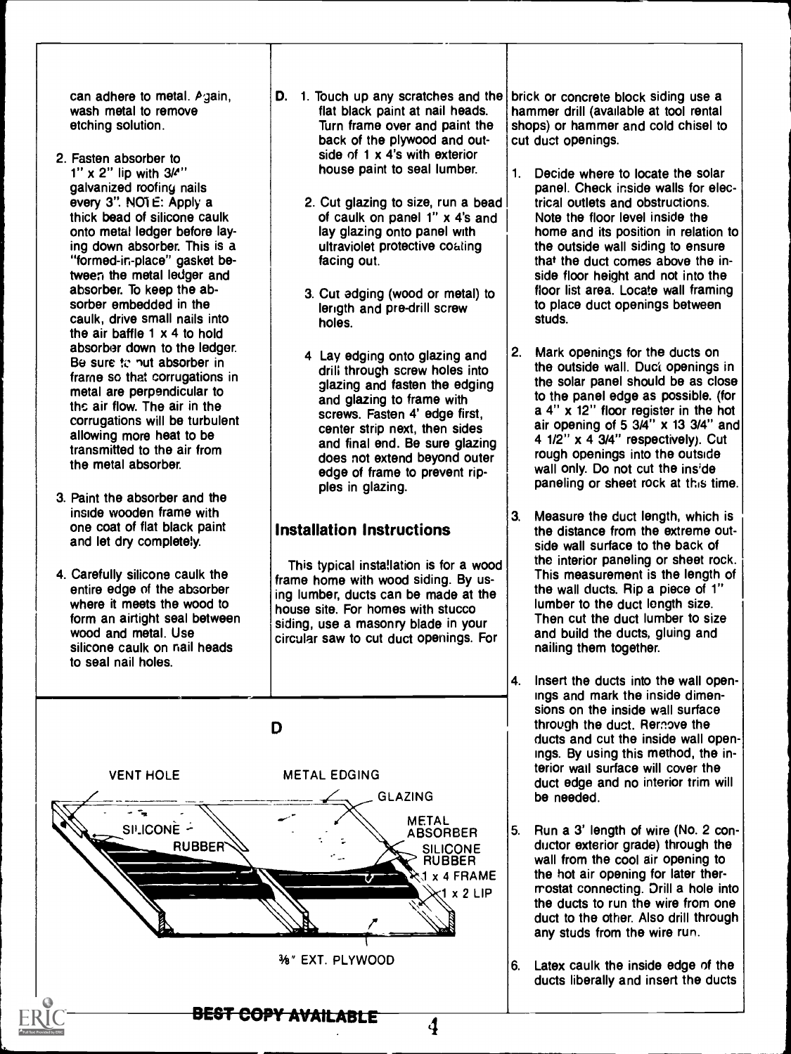can adhere to metal. Again, wash metal to remove etching solution.

2. Fasten absorber to 1" x 2" lip with 3/4" galvanized roofing nails every 3". NOTE: Apply a thick bead of silicone caulk onto metal ledger before laying down absorber. This is a "formed-in-place" gasket between the metal ledger and absorber. To keep the absorber embedded in the caulk, drive small nails into the air baffle 1 x 4 to hold absorber down to the ledger. Be sure to put absorber in frame so that corrugations in metal are perpendicular to the air flow. The air in the corrugations will be turbulent allowing more heat to be transmitted to the air from the metal absorber.

3. Paint the absorber and the inside wooden frame with one coat of flat black paint and let dry completely.

4. Carefully silicone caulk the entire edge of the absorber where it meets the wood to form an airtight seal between wood and metal. Use silicone caulk on nail heads to seal nail holes.

**D.** 1. Touch up any scratches and the flat black paint at nail heads. Turn frame over and paint the back of the plywood and outside of 1 x 4's with exterior house paint to seal lumber.

2. Cut glazing to size, run a bead of caulk on panel 1" x 4's and lay glazing onto panel with ultraviolet protective coating facing out.

3. Cut edging (wood or metal) to length and pre-drill screw holes.

4. Lay edging onto glazing and drill through screw holes into glazing and fasten the edging and glazing to frame with screws. Fasten 4' edge first, center strip next, then sides and final end. Be sure glazing does not extend beyond outer edge of frame to prevent ripples in glazing.

## Installation Instructions

This typical installation is for a wood frame home with wood siding. By using lumber, ducts can be made at the house site. For homes with stucco siding, use a masonry blade in your circular saw to cut duct openings. For brick or concrete block siding use a hammer drill (available at tool rental shops) or hammer and cold chisel to cut duct openings.

1. Decide where to locate the solar panel. Check inside walls for electrical outlets and obstructions. Note the floor level inside the home and its position in relation to the outside wall siding to ensure that the duct comes above the inside floor height and not into the floor list area. Locate wall framing to place duct openings between studs.

2. Mark openings for the ducts on the outside wall. Duct openings in the solar panel should be as close to the panel edge as possible. (for a 4" x 12" floor register in the hot air opening of 5 3/4" x 13 3/4" and 4 1/2" x 4 3/4" respectively). Cut rough openings into the outside wall only. Do not cut the inside paneling or sheet rock at this time.

3. Measure the duct length, which is the distance from the extreme outside wall surface to the back of the interior paneling or sheet rock. This measurement is the length of the wall ducts. Rip a piece of 1" lumber to the duct length size. Then cut the duct lumber to size and build the ducts, gluing and nailing them together.

4. Insert the ducts into the wall openings and mark the inside dimensions on the inside wall surface through the duct. Remove the ducts and cut the inside wall openings. By using this method, the interior wall surface will cover the duct edge and no interior trim will be needed.

5. Run a 3' length of wire (No. 2 conductor exterior grade) through the wall from the cool air opening to the hot air opening for later thermostat connecting. Drill a hole into the ducts to run the wire from one duct to the other. Also drill through any studs from the wire run.

6. Latex caulk the inside edge of the ducts liberally and insert the ducts

D

VENT HOLE — METAL EDGING — GLAZING — SILICONE RUBBER — METAL ABSORBER — SILICONE RUBBER — 1 x 4 FRAME — 1 x 2 LIP — 3/8" EXT. PLYWOOD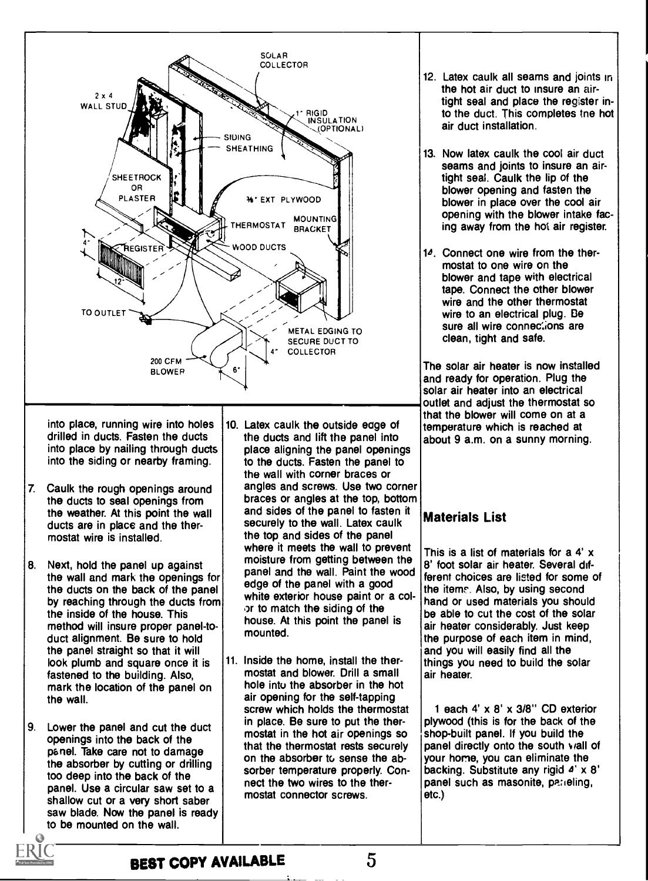into place, running wire into holes drilled in ducts. Fasten the ducts into place by nailing through ducts into the siding or nearby framing.

7. Caulk the rough openings around the ducts to seal openings from the weather. At this point the wall ducts are in place and the thermostat wire is installed.

8. Next, hold the panel up against the wall and mark the openings for the ducts on the back of the panel by reaching through the ducts from the inside of the house. This method will insure proper panel-to-duct alignment. Be sure to hold the panel straight so that it will look plumb and square once it is fastened to the building. Also, mark the location of the panel on the wall.

9. Lower the panel and cut the duct openings into the back of the panel. Take care not to damage the absorber by cutting or drilling too deep into the back of the panel. Use a circular saw set to a shallow cut or a very short saber saw blade. Now the panel is ready to be mounted on the wall.

10. Latex caulk the outside edge of the ducts and lift the panel into place aligning the panel openings to the ducts. Fasten the panel to the wall with corner braces or angles and screws. Use two corner braces or angles at the top, bottom and sides of the panel to fasten it securely to the wall. Latex caulk the top and sides of the panel where it meets the wall to prevent moisture from getting between the panel and the wall. Paint the wood edge of the panel with a good white exterior house paint or a color to match the siding of the house. At this point the panel is mounted.

11. Inside the home, install the thermostat and blower. Drill a small hole into the absorber in the hot air opening for the self-tapping screw which holds the thermostat in place. Be sure to put the thermostat in the hot air openings so that the thermostat rests securely on the absorber to sense the absorber temperature properly. Connect the two wires to the thermostat connector screws.

12. Latex caulk all seams and joints in the hot air duct to insure an air-tight seal and place the register into the duct. This completes the hot air duct installation.

13. Now latex caulk the cool air duct seams and joints to insure an air-tight seal. Caulk the lip of the blower opening and fasten the blower in place over the cool air opening with the blower intake facing away from the hot air register.

14. Connect one wire from the thermostat to one wire on the blower and tape with electrical tape. Connect the other blower wire and the other thermostat wire to an electrical plug. Be sure all wire connections are clean, tight and safe.

The solar air heater is now installed and ready for operation. Plug the solar air heater into an electrical outlet and adjust the thermostat so that the blower will come on at a temperature which is reached at about 9 a.m. on a sunny morning.

## Materials List

This is a list of materials for a 4' x 8' foot solar air heater. Several different choices are listed for some of the items. Also, by using second hand or used materials you should be able to cut the cost of the solar air heater considerably. Just keep the purpose of each item in mind, and you will easily find all the things you need to build the solar air heater.

1 each 4' x 8' x 3/8" CD exterior plywood (this is for the back of the shop-built panel. If you build the panel directly onto the south wall of your home, you can eliminate the backing. Substitute any rigid 4' x 8' panel such as masonite, paneling, etc.)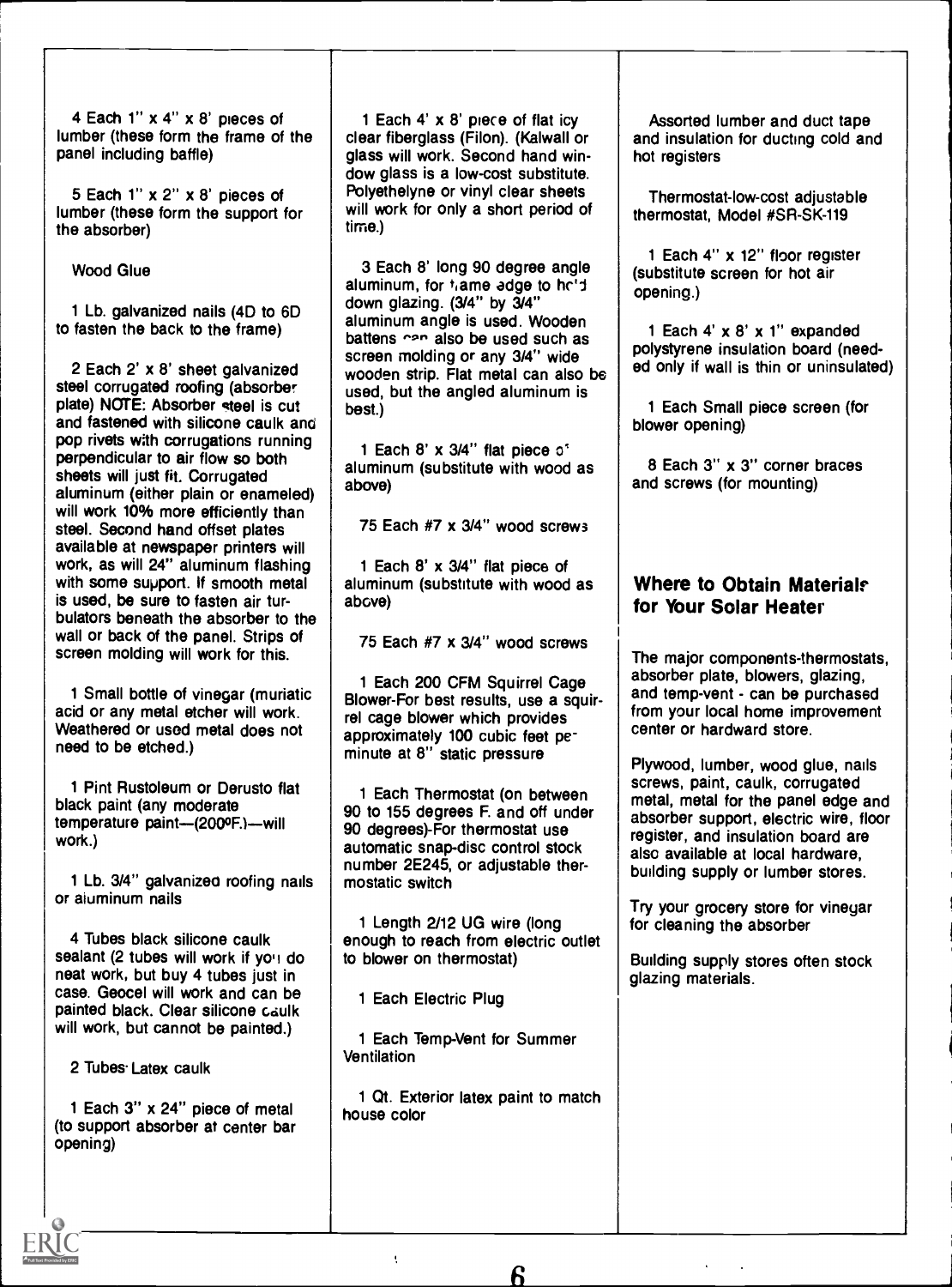4 Each 1" x 4" x 8' pieces of lumber (these form the frame of the panel including baffle)

5 Each 1" x 2" x 8' pieces of lumber (these form the support for the absorber)

Wood Glue

1 Lb. galvanized nails (4D to 6D to fasten the back to the frame)

2 Each 2' x 8' sheet galvanized steel corrugated roofing (absorber plate) NOTE: Absorber steel is cut and fastened with silicone caulk and pop rivets with corrugations running perpendicular to air flow so both sheets will just fit. Corrugated aluminum (either plain or enameled) will work 10% more efficiently than steel. Second hand offset plates available at newspaper printers will work, as will 24" aluminum flashing with some support. If smooth metal is used, be sure to fasten air turbulators beneath the absorber to the wall or back of the panel. Strips of screen molding will work for this.

1 Small bottle of vinegar (muriatic acid or any metal etcher will work. Weathered or used metal does not need to be etched.)

1 Pint Rustoleum or Derusto flat black paint (any moderate temperature paint—(200ºF.)—will work.)

1 Lb. 3/4" galvanized roofing nails or aluminum nails

4 Tubes black silicone caulk sealant (2 tubes will work if you do neat work, but buy 4 tubes just in case. Geocel will work and can be painted black. Clear silicone caulk will work, but cannot be painted.)

2 Tubes Latex caulk

1 Each 3" x 24" piece of metal (to support absorber at center bar opening)

1 Each 4' x 8' piece of flat icy clear fiberglass (Filon). (Kalwall or glass will work. Second hand window glass is a low-cost substitute. Polyethelyne or vinyl clear sheets will work for only a short period of time.)

3 Each 8' long 90 degree angle aluminum, for frame edge to hold down glazing. (3/4" by 3/4" aluminum angle is used. Wooden battens can also be used such as screen molding or any 3/4" wide wooden strip. Flat metal can also be used, but the angled aluminum is best.)

1 Each 8' x 3/4" flat piece of aluminum (substitute with wood as above)

75 Each #7 x 3/4" wood screws

1 Each 8' x 3/4" flat piece of aluminum (substitute with wood as above)

75 Each #7 x 3/4" wood screws

1 Each 200 CFM Squirrel Cage Blower-For best results, use a squirrel cage blower which provides approximately 100 cubic feet per minute at 8" static pressure

1 Each Thermostat (on between 90 to 155 degrees F. and off under 90 degrees)-For thermostat use automatic snap-disc control stock number 2E245, or adjustable thermostatic switch

1 Length 2/12 UG wire (long enough to reach from electric outlet to blower on thermostat)

1 Each Electric Plug

1 Each Temp-Vent for Summer Ventilation

1 Qt. Exterior latex paint to match house color

Assorted lumber and duct tape and insulation for ducting cold and hot registers

Thermostat-low-cost adjustable thermostat, Model #SR-SK-119

1 Each 4" x 12" floor register (substitute screen for hot air opening.)

1 Each 4' x 8' x 1" expanded polystyrene insulation board (needed only if wall is thin or uninsulated)

1 Each Small piece screen (for blower opening)

8 Each 3" x 3" corner braces and screws (for mounting)

## Where to Obtain Materials for Your Solar Heater

The major components-thermostats, absorber plate, blowers, glazing, and temp-vent - can be purchased from your local home improvement center or hardware store.

Plywood, lumber, wood glue, nails screws, paint, caulk, corrugated metal, metal for the panel edge and absorber support, electric wire, floor register, and insulation board are also available at local hardware, building supply or lumber stores.

Try your grocery store for vinegar for cleaning the absorber

Building supply stores often stock glazing materials.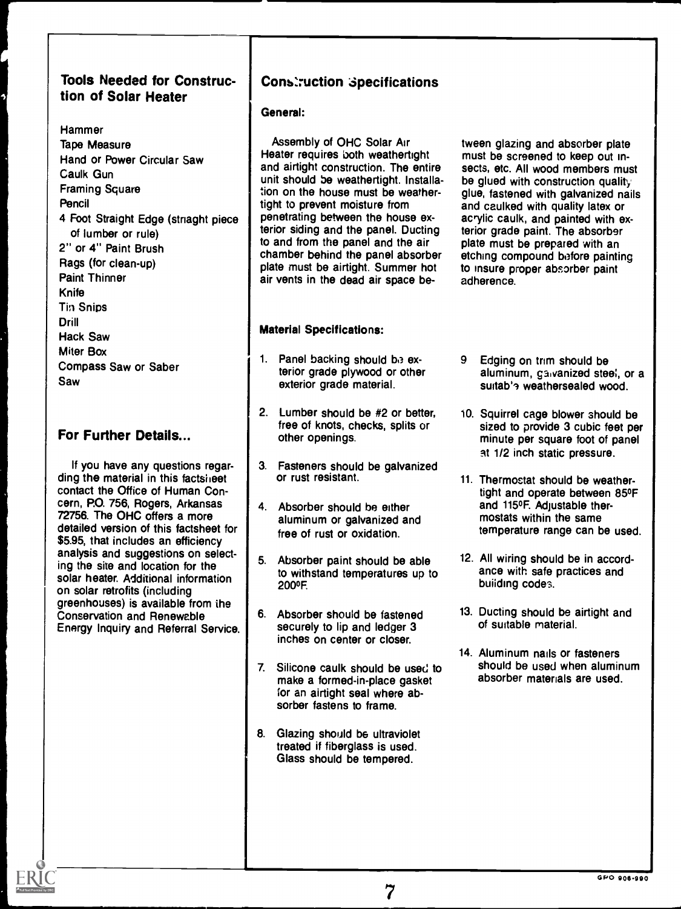## Tools Needed for Construction of Solar Heater

Hammer
Tape Measure
Hand or Power Circular Saw
Caulk Gun
Framing Square
Pencil
4 Foot Straight Edge (straight piece of lumber or rule)
2" or 4" Paint Brush
Rags (for clean-up)
Paint Thinner
Knife
Tin Snips
Drill
Hack Saw
Miter Box
Compass Saw or Saber Saw

## For Further Details...

If you have any questions regarding the material in this factsheet contact the Office of Human Concern, P.O. 756, Rogers, Arkansas 72756. The OHC offers a more detailed version of this factsheet for $5.95, that includes an efficiency analysis and suggestions on selecting the site and location for the solar heater. Additional information on solar retrofits (including greenhouses) is available from the Conservation and Renewable Energy Inquiry and Referral Service.

## Construction Specifications

### General:

Assembly of OHC Solar Air Heater requires both weathertight and airtight construction. The entire unit should be weathertight. Installation on the house must be weathertight to prevent moisture from penetrating between the house exterior siding and the panel. Ducting to and from the panel and the air chamber behind the panel absorber plate must be airtight. Summer hot air vents in the dead air space between glazing and absorber plate must be screened to keep out insects, etc. All wood members must be glued with construction quality glue, fastened with galvanized nails and caulked with quality latex or acrylic caulk, and painted with exterior grade paint. The absorber plate must be prepared with an etching compound before painting to insure proper absorber paint adherence.

### Material Specifications:

1. Panel backing should be exterior grade plywood or other exterior grade material.
2. Lumber should be #2 or better, free of knots, checks, splits or other openings.
3. Fasteners should be galvanized or rust resistant.
4. Absorber should be either aluminum or galvanized and free of rust or oxidation.
5. Absorber paint should be able to withstand temperatures up to 200°F.
6. Absorber should be fastened securely to lip and ledger 3 inches on center or closer.
7. Silicone caulk should be used to make a formed-in-place gasket for an airtight seal where absorber fastens to frame.
8. Glazing should be ultraviolet treated if fiberglass is used. Glass should be tempered.
9. Edging on trim should be aluminum, galvanized steel, or a suitable weathersealed wood.
10. Squirrel cage blower should be sized to provide 3 cubic feet per minute per square foot of panel at 1/2 inch static pressure.
11. Thermostat should be weathertight and operate between 85°F and 115°F. Adjustable thermostats within the same temperature range can be used.
12. All wiring should be in accordance with safe practices and building codes.
13. Ducting should be airtight and of suitable material.
14. Aluminum nails or fasteners should be used when aluminum absorber materials are used.

GPO 906-990